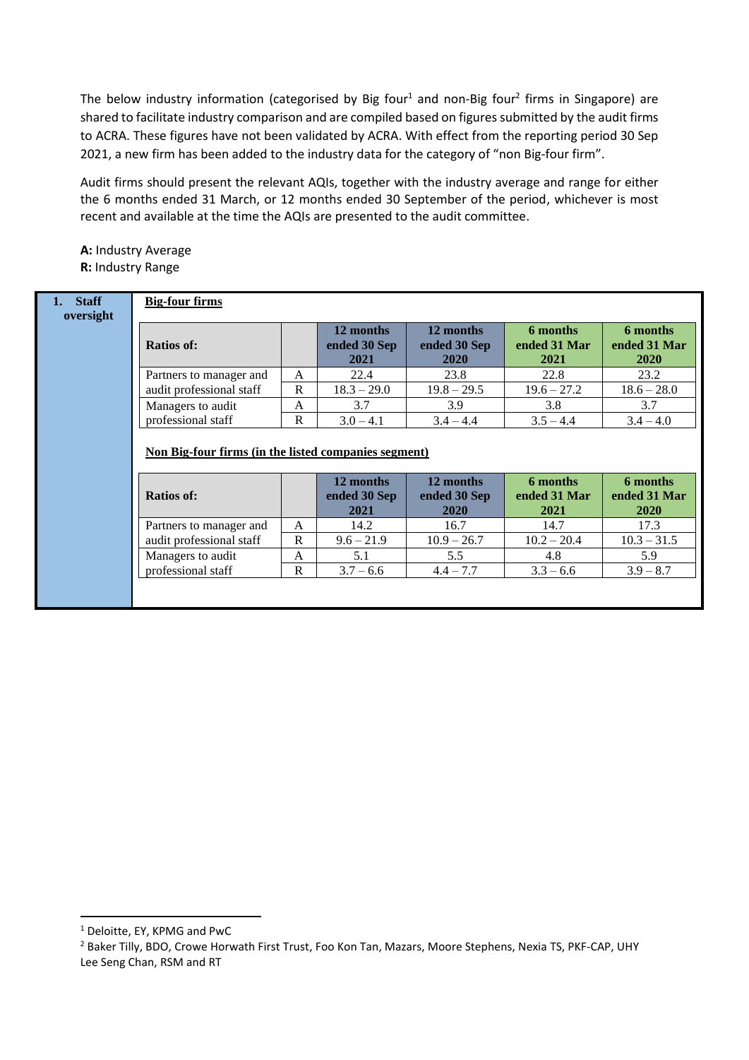The below industry information (categorised by Big four[1] and non-Big four[2] firms in Singapore) are shared to facilitate industry comparison and are compiled based on figures submitted by the audit firms to ACRA. These figures have not been validated by ACRA. With effect from the reporting period 30 Sep 2021, a new firm has been added to the industry data for the category of "non Big-four firm".

Audit firms should present the relevant AQIs, together with the industry average and range for either the 6 months ended 31 March, or 12 months ended 30 September of the period, whichever is most recent and available at the time the AQIs are presented to the audit committee.

**A:** Industry Average
**R:** Industry Range

## 1. Staff oversight

**Big-four firms**

| Ratios of: | | 12 months ended 30 Sep 2021 | 12 months ended 30 Sep 2020 | 6 months ended 31 Mar 2021 | 6 months ended 31 Mar 2020 |
|---|---|---|---|---|---|
| Partners to manager and audit professional staff | A | 22.4 | 23.8 | 22.8 | 23.2 |
| | R | 18.3 – 29.0 | 19.8 – 29.5 | 19.6 – 27.2 | 18.6 – 28.0 |
| Managers to audit professional staff | A | 3.7 | 3.9 | 3.8 | 3.7 |
| | R | 3.0 – 4.1 | 3.4 – 4.4 | 3.5 – 4.4 | 3.4 – 4.0 |

**Non Big-four firms (in the listed companies segment)**

| Ratios of: | | 12 months ended 30 Sep 2021 | 12 months ended 30 Sep 2020 | 6 months ended 31 Mar 2021 | 6 months ended 31 Mar 2020 |
|---|---|---|---|---|---|
| Partners to manager and audit professional staff | A | 14.2 | 16.7 | 14.7 | 17.3 |
| | R | 9.6 – 21.9 | 10.9 – 26.7 | 10.2 – 20.4 | 10.3 – 31.5 |
| Managers to audit professional staff | A | 5.1 | 5.5 | 4.8 | 5.9 |
| | R | 3.7 – 6.6 | 4.4 – 7.7 | 3.3 – 6.6 | 3.9 – 8.7 |

---

[1] Deloitte, EY, KPMG and PwC

[2] Baker Tilly, BDO, Crowe Horwath First Trust, Foo Kon Tan, Mazars, Moore Stephens, Nexia TS, PKF-CAP, UHY Lee Seng Chan, RSM and RT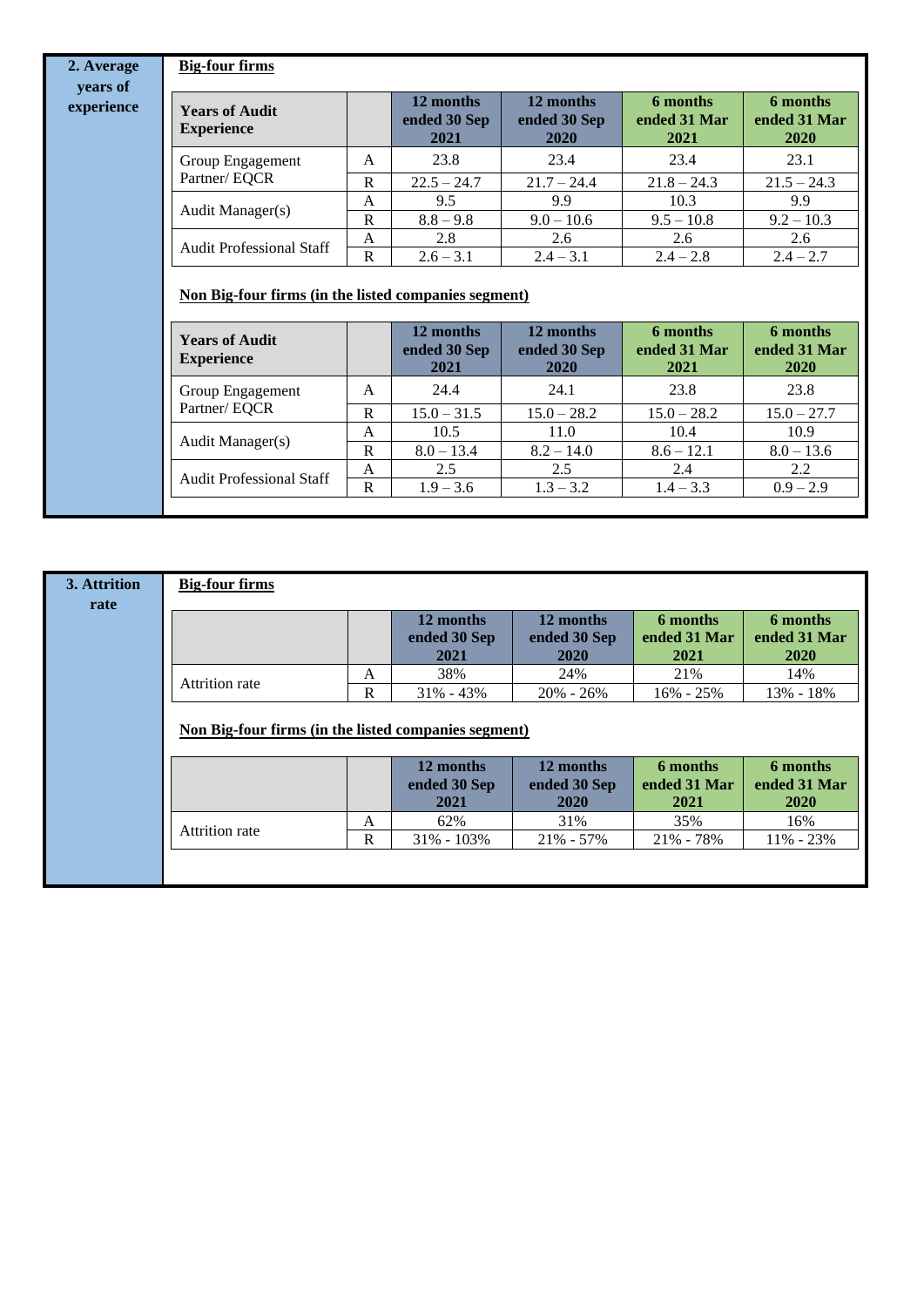## 2. Average years of experience

**Big-four firms**

| Years of Audit Experience | | 12 months ended 30 Sep 2021 | 12 months ended 30 Sep 2020 | 6 months ended 31 Mar 2021 | 6 months ended 31 Mar 2020 |
|---|---|---|---|---|---|
| Group Engagement Partner/ EQCR | A | 23.8 | 23.4 | 23.4 | 23.1 |
| | R | 22.5 – 24.7 | 21.7 – 24.4 | 21.8 – 24.3 | 21.5 – 24.3 |
| Audit Manager(s) | A | 9.5 | 9.9 | 10.3 | 9.9 |
| | R | 8.8 – 9.8 | 9.0 – 10.6 | 9.5 – 10.8 | 9.2 – 10.3 |
| Audit Professional Staff | A | 2.8 | 2.6 | 2.6 | 2.6 |
| | R | 2.6 – 3.1 | 2.4 – 3.1 | 2.4 – 2.8 | 2.4 – 2.7 |

**Non Big-four firms (in the listed companies segment)**

| Years of Audit Experience | | 12 months ended 30 Sep 2021 | 12 months ended 30 Sep 2020 | 6 months ended 31 Mar 2021 | 6 months ended 31 Mar 2020 |
|---|---|---|---|---|---|
| Group Engagement Partner/ EQCR | A | 24.4 | 24.1 | 23.8 | 23.8 |
| | R | 15.0 – 31.5 | 15.0 – 28.2 | 15.0 – 28.2 | 15.0 – 27.7 |
| Audit Manager(s) | A | 10.5 | 11.0 | 10.4 | 10.9 |
| | R | 8.0 – 13.4 | 8.2 – 14.0 | 8.6 – 12.1 | 8.0 – 13.6 |
| Audit Professional Staff | A | 2.5 | 2.5 | 2.4 | 2.2 |
| | R | 1.9 – 3.6 | 1.3 – 3.2 | 1.4 – 3.3 | 0.9 – 2.9 |

## 3. Attrition rate

**Big-four firms**

| | | 12 months ended 30 Sep 2021 | 12 months ended 30 Sep 2020 | 6 months ended 31 Mar 2021 | 6 months ended 31 Mar 2020 |
|---|---|---|---|---|---|
| Attrition rate | A | 38% | 24% | 21% | 14% |
| | R | 31% - 43% | 20% - 26% | 16% - 25% | 13% - 18% |

**Non Big-four firms (in the listed companies segment)**

| | | 12 months ended 30 Sep 2021 | 12 months ended 30 Sep 2020 | 6 months ended 31 Mar 2021 | 6 months ended 31 Mar 2020 |
|---|---|---|---|---|---|
| Attrition rate | A | 62% | 31% | 35% | 16% |
| | R | 31% - 103% | 21% - 57% | 21% - 78% | 11% - 23% |